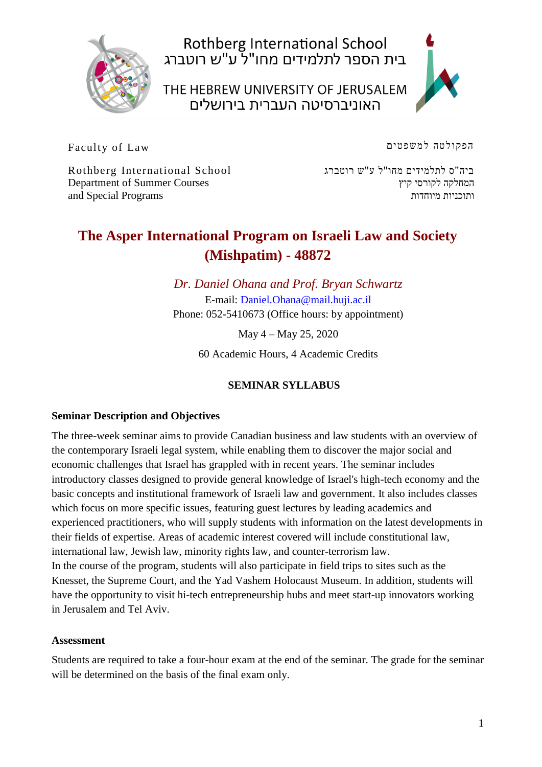Rothberg International School
בית הספר לתלמידים מחו"ל ע"ש רוטברג

THE HEBREW UNIVERSITY OF JERUSALEM
האוניברסיטה העברית בירושלים

Faculty of Law

הפקולטה למשפטים

Rothberg International School
Department of Summer Courses
and Special Programs

ביה"ס לתלמידים מחו"ל ע"ש רוטברג
המחלקה לקורסי קיץ
ותוכניות מיוחדות

# The Asper International Program on Israeli Law and Society (Mishpatim) - 48872

*Dr. Daniel Ohana and Prof. Bryan Schwartz*

E-mail: Daniel.Ohana@mail.huji.ac.il

Phone: 052-5410673 (Office hours: by appointment)

May 4 – May 25, 2020

60 Academic Hours, 4 Academic Credits

## SEMINAR SYLLABUS

### Seminar Description and Objectives

The three-week seminar aims to provide Canadian business and law students with an overview of the contemporary Israeli legal system, while enabling them to discover the major social and economic challenges that Israel has grappled with in recent years. The seminar includes introductory classes designed to provide general knowledge of Israel's high-tech economy and the basic concepts and institutional framework of Israeli law and government. It also includes classes which focus on more specific issues, featuring guest lectures by leading academics and experienced practitioners, who will supply students with information on the latest developments in their fields of expertise. Areas of academic interest covered will include constitutional law, international law, Jewish law, minority rights law, and counter-terrorism law.
In the course of the program, students will also participate in field trips to sites such as the Knesset, the Supreme Court, and the Yad Vashem Holocaust Museum. In addition, students will have the opportunity to visit hi-tech entrepreneurship hubs and meet start-up innovators working in Jerusalem and Tel Aviv.

### Assessment

Students are required to take a four-hour exam at the end of the seminar. The grade for the seminar will be determined on the basis of the final exam only.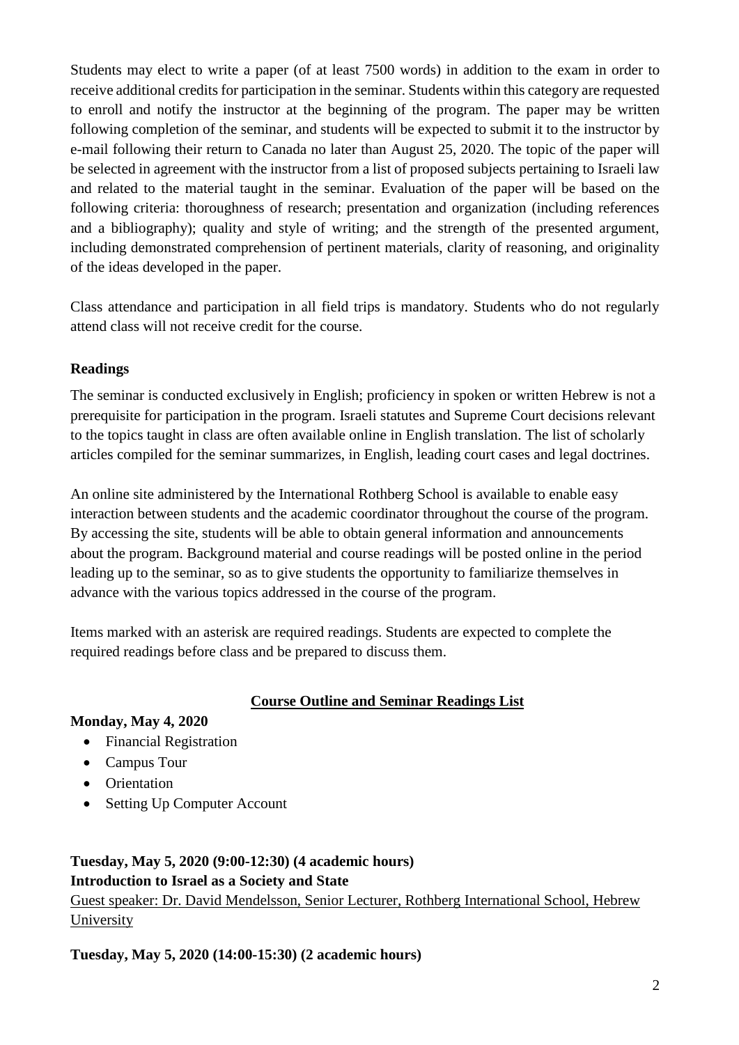Students may elect to write a paper (of at least 7500 words) in addition to the exam in order to receive additional credits for participation in the seminar. Students within this category are requested to enroll and notify the instructor at the beginning of the program. The paper may be written following completion of the seminar, and students will be expected to submit it to the instructor by e-mail following their return to Canada no later than August 25, 2020. The topic of the paper will be selected in agreement with the instructor from a list of proposed subjects pertaining to Israeli law and related to the material taught in the seminar. Evaluation of the paper will be based on the following criteria: thoroughness of research; presentation and organization (including references and a bibliography); quality and style of writing; and the strength of the presented argument, including demonstrated comprehension of pertinent materials, clarity of reasoning, and originality of the ideas developed in the paper.

Class attendance and participation in all field trips is mandatory. Students who do not regularly attend class will not receive credit for the course.

**Readings**

The seminar is conducted exclusively in English; proficiency in spoken or written Hebrew is not a prerequisite for participation in the program. Israeli statutes and Supreme Court decisions relevant to the topics taught in class are often available online in English translation. The list of scholarly articles compiled for the seminar summarizes, in English, leading court cases and legal doctrines.

An online site administered by the International Rothberg School is available to enable easy interaction between students and the academic coordinator throughout the course of the program. By accessing the site, students will be able to obtain general information and announcements about the program. Background material and course readings will be posted online in the period leading up to the seminar, so as to give students the opportunity to familiarize themselves in advance with the various topics addressed in the course of the program.

Items marked with an asterisk are required readings. Students are expected to complete the required readings before class and be prepared to discuss them.

**Course Outline and Seminar Readings List**

**Monday, May 4, 2020**

- Financial Registration
- Campus Tour
- Orientation
- Setting Up Computer Account

**Tuesday, May 5, 2020 (9:00-12:30) (4 academic hours)**
**Introduction to Israel as a Society and State**

Guest speaker: Dr. David Mendelsson, Senior Lecturer, Rothberg International School, Hebrew University

**Tuesday, May 5, 2020 (14:00-15:30) (2 academic hours)**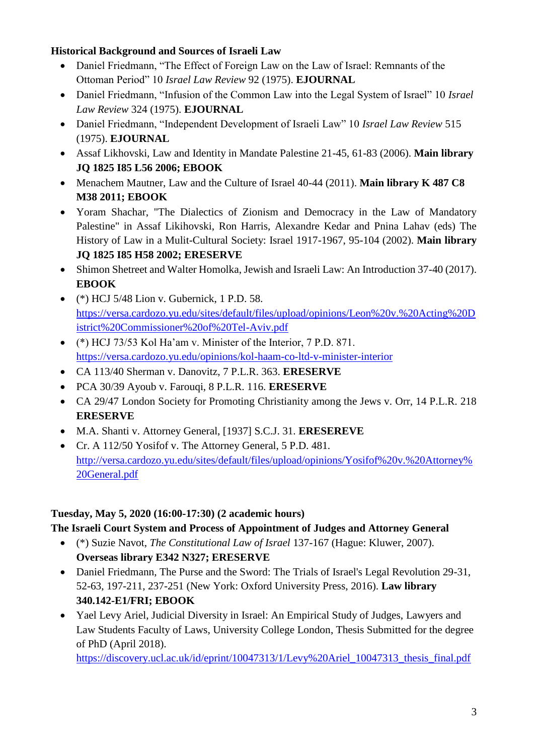**Historical Background and Sources of Israeli Law**

- Daniel Friedmann, "The Effect of Foreign Law on the Law of Israel: Remnants of the Ottoman Period" 10 *Israel Law Review* 92 (1975). **EJOURNAL**
- Daniel Friedmann, "Infusion of the Common Law into the Legal System of Israel" 10 *Israel Law Review* 324 (1975). **EJOURNAL**
- Daniel Friedmann, "Independent Development of Israeli Law" 10 *Israel Law Review* 515 (1975). **EJOURNAL**
- Assaf Likhovski, Law and Identity in Mandate Palestine 21-45, 61-83 (2006). **Main library JQ 1825 I85 L56 2006; EBOOK**
- Menachem Mautner, Law and the Culture of Israel 40-44 (2011). **Main library K 487 C8 M38 2011; EBOOK**
- Yoram Shachar, "The Dialectics of Zionism and Democracy in the Law of Mandatory Palestine" in Assaf Likihovski, Ron Harris, Alexandre Kedar and Pnina Lahav (eds) The History of Law in a Mulit-Cultural Society: Israel 1917-1967, 95-104 (2002). **Main library JQ 1825 I85 H58 2002; ERESERVE**
- Shimon Shetreet and Walter Homolka, Jewish and Israeli Law: An Introduction 37-40 (2017). **EBOOK**
- (*) HCJ 5/48 Lion v. Gubernick, 1 P.D. 58. https://versa.cardozo.yu.edu/sites/default/files/upload/opinions/Leon%20v.%20Acting%20District%20Commissioner%20of%20Tel-Aviv.pdf
- (*) HCJ 73/53 Kol Ha'am v. Minister of the Interior, 7 P.D. 871. https://versa.cardozo.yu.edu/opinions/kol-haam-co-ltd-v-minister-interior
- CA 113/40 Sherman v. Danovitz, 7 P.L.R. 363. **ERESERVE**
- PCA 30/39 Ayoub v. Farouqi, 8 P.L.R. 116. **ERESERVE**
- CA 29/47 London Society for Promoting Christianity among the Jews v. Orr, 14 P.L.R. 218 **ERESERVE**
- M.A. Shanti v. Attorney General, [1937] S.C.J. 31. **ERESEREVE**
- Cr. A 112/50 Yosifof v. The Attorney General, 5 P.D. 481. http://versa.cardozo.yu.edu/sites/default/files/upload/opinions/Yosifof%20v.%20Attorney%20General.pdf

**Tuesday, May 5, 2020 (16:00-17:30) (2 academic hours)**

**The Israeli Court System and Process of Appointment of Judges and Attorney General**

- (*) Suzie Navot, *The Constitutional Law of Israel* 137-167 (Hague: Kluwer, 2007). **Overseas library E342 N327; ERESERVE**
- Daniel Friedmann, The Purse and the Sword: The Trials of Israel's Legal Revolution 29-31, 52-63, 197-211, 237-251 (New York: Oxford University Press, 2016). **Law library 340.142-E1/FRI; EBOOK**
- Yael Levy Ariel, Judicial Diversity in Israel: An Empirical Study of Judges, Lawyers and Law Students Faculty of Laws, University College London, Thesis Submitted for the degree of PhD (April 2018). https://discovery.ucl.ac.uk/id/eprint/10047313/1/Levy%20Ariel_10047313_thesis_final.pdf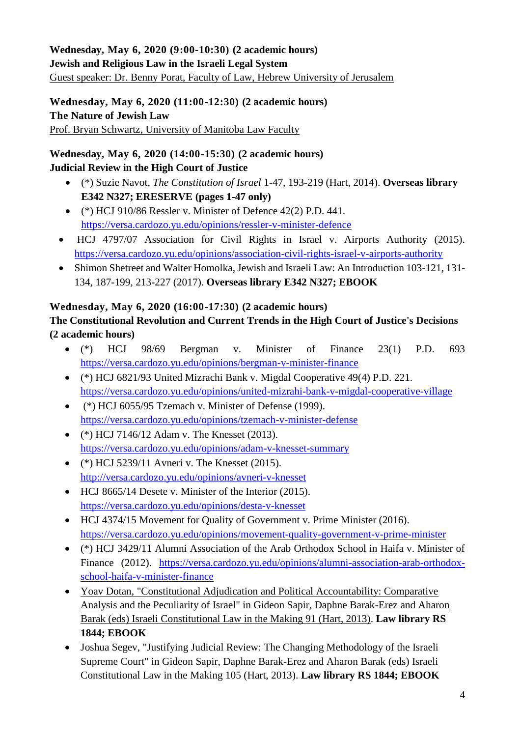**Wednesday, May 6, 2020 (9:00-10:30) (2 academic hours)**
**Jewish and Religious Law in the Israeli Legal System**
Guest speaker: Dr. Benny Porat, Faculty of Law, Hebrew University of Jerusalem

**Wednesday, May 6, 2020 (11:00-12:30) (2 academic hours)**
**The Nature of Jewish Law**
Prof. Bryan Schwartz, University of Manitoba Law Faculty

**Wednesday, May 6, 2020 (14:00-15:30) (2 academic hours)**
**Judicial Review in the High Court of Justice**

- (*) Suzie Navot, *The Constitution of Israel* 1-47, 193-219 (Hart, 2014). **Overseas library E342 N327; ERESERVE (pages 1-47 only)**
- (*) HCJ 910/86 Ressler v. Minister of Defence 42(2) P.D. 441. https://versa.cardozo.yu.edu/opinions/ressler-v-minister-defence
- HCJ 4797/07 Association for Civil Rights in Israel v. Airports Authority (2015). https://versa.cardozo.yu.edu/opinions/association-civil-rights-israel-v-airports-authority
- Shimon Shetreet and Walter Homolka, Jewish and Israeli Law: An Introduction 103-121, 131-134, 187-199, 213-227 (2017). **Overseas library E342 N327; EBOOK**

**Wednesday, May 6, 2020 (16:00-17:30) (2 academic hours)**
**The Constitutional Revolution and Current Trends in the High Court of Justice's Decisions (2 academic hours)**

- (*) HCJ 98/69 Bergman v. Minister of Finance 23(1) P.D. 693 https://versa.cardozo.yu.edu/opinions/bergman-v-minister-finance
- (*) HCJ 6821/93 United Mizrachi Bank v. Migdal Cooperative 49(4) P.D. 221. https://versa.cardozo.yu.edu/opinions/united-mizrahi-bank-v-migdal-cooperative-village
- (*) HCJ 6055/95 Tzemach v. Minister of Defense (1999). https://versa.cardozo.yu.edu/opinions/tzemach-v-minister-defense
- (*) HCJ 7146/12 Adam v. The Knesset (2013). https://versa.cardozo.yu.edu/opinions/adam-v-knesset-summary
- (*) HCJ 5239/11 Avneri v. The Knesset (2015). http://versa.cardozo.yu.edu/opinions/avneri-v-knesset
- HCJ 8665/14 Desete v. Minister of the Interior (2015). https://versa.cardozo.yu.edu/opinions/desta-v-knesset
- HCJ 4374/15 Movement for Quality of Government v. Prime Minister (2016). https://versa.cardozo.yu.edu/opinions/movement-quality-government-v-prime-minister
- (*) HCJ 3429/11 Alumni Association of the Arab Orthodox School in Haifa v. Minister of Finance (2012). https://versa.cardozo.yu.edu/opinions/alumni-association-arab-orthodox-school-haifa-v-minister-finance
- Yoav Dotan, "Constitutional Adjudication and Political Accountability: Comparative Analysis and the Peculiarity of Israel" in Gideon Sapir, Daphne Barak-Erez and Aharon Barak (eds) Israeli Constitutional Law in the Making 91 (Hart, 2013). **Law library RS 1844; EBOOK**
- Joshua Segev, "Justifying Judicial Review: The Changing Methodology of the Israeli Supreme Court" in Gideon Sapir, Daphne Barak-Erez and Aharon Barak (eds) Israeli Constitutional Law in the Making 105 (Hart, 2013). **Law library RS 1844; EBOOK**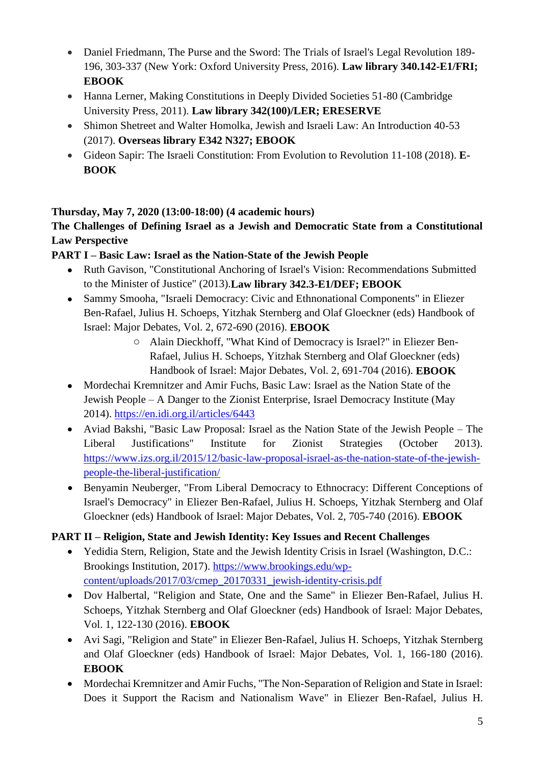- Daniel Friedmann, The Purse and the Sword: The Trials of Israel's Legal Revolution 189-196, 303-337 (New York: Oxford University Press, 2016). **Law library 340.142-E1/FRI; EBOOK**
- Hanna Lerner, Making Constitutions in Deeply Divided Societies 51-80 (Cambridge University Press, 2011). **Law library 342(100)/LER; ERESERVE**
- Shimon Shetreet and Walter Homolka, Jewish and Israeli Law: An Introduction 40-53 (2017). **Overseas library E342 N327; EBOOK**
- Gideon Sapir: The Israeli Constitution: From Evolution to Revolution 11-108 (2018). **E-BOOK**

**Thursday, May 7, 2020 (13:00-18:00) (4 academic hours)**

**The Challenges of Defining Israel as a Jewish and Democratic State from a Constitutional Law Perspective**

**PART I – Basic Law: Israel as the Nation-State of the Jewish People**

- Ruth Gavison, "Constitutional Anchoring of Israel's Vision: Recommendations Submitted to the Minister of Justice" (2013).**Law library 342.3-E1/DEF; EBOOK**
- Sammy Smooha, "Israeli Democracy: Civic and Ethnonational Components" in Eliezer Ben-Rafael, Julius H. Schoeps, Yitzhak Sternberg and Olaf Gloeckner (eds) Handbook of Israel: Major Debates, Vol. 2, 672-690 (2016). **EBOOK**
    - Alain Dieckhoff, "What Kind of Democracy is Israel?" in Eliezer Ben-Rafael, Julius H. Schoeps, Yitzhak Sternberg and Olaf Gloeckner (eds) Handbook of Israel: Major Debates, Vol. 2, 691-704 (2016). **EBOOK**
- Mordechai Kremnitzer and Amir Fuchs, Basic Law: Israel as the Nation State of the Jewish People – A Danger to the Zionist Enterprise, Israel Democracy Institute (May 2014). https://en.idi.org.il/articles/6443
- Aviad Bakshi, "Basic Law Proposal: Israel as the Nation State of the Jewish People – The Liberal Justifications" Institute for Zionist Strategies (October 2013). https://www.izs.org.il/2015/12/basic-law-proposal-israel-as-the-nation-state-of-the-jewish-people-the-liberal-justification/
- Benyamin Neuberger, "From Liberal Democracy to Ethnocracy: Different Conceptions of Israel's Democracy" in Eliezer Ben-Rafael, Julius H. Schoeps, Yitzhak Sternberg and Olaf Gloeckner (eds) Handbook of Israel: Major Debates, Vol. 2, 705-740 (2016). **EBOOK**

**PART II – Religion, State and Jewish Identity: Key Issues and Recent Challenges**

- Yedidia Stern, Religion, State and the Jewish Identity Crisis in Israel (Washington, D.C.: Brookings Institution, 2017). https://www.brookings.edu/wp-content/uploads/2017/03/cmep_20170331_jewish-identity-crisis.pdf
- Dov Halbertal, "Religion and State, One and the Same" in Eliezer Ben-Rafael, Julius H. Schoeps, Yitzhak Sternberg and Olaf Gloeckner (eds) Handbook of Israel: Major Debates, Vol. 1, 122-130 (2016). **EBOOK**
- Avi Sagi, "Religion and State" in Eliezer Ben-Rafael, Julius H. Schoeps, Yitzhak Sternberg and Olaf Gloeckner (eds) Handbook of Israel: Major Debates, Vol. 1, 166-180 (2016). **EBOOK**
- Mordechai Kremnitzer and Amir Fuchs, "The Non-Separation of Religion and State in Israel: Does it Support the Racism and Nationalism Wave" in Eliezer Ben-Rafael, Julius H.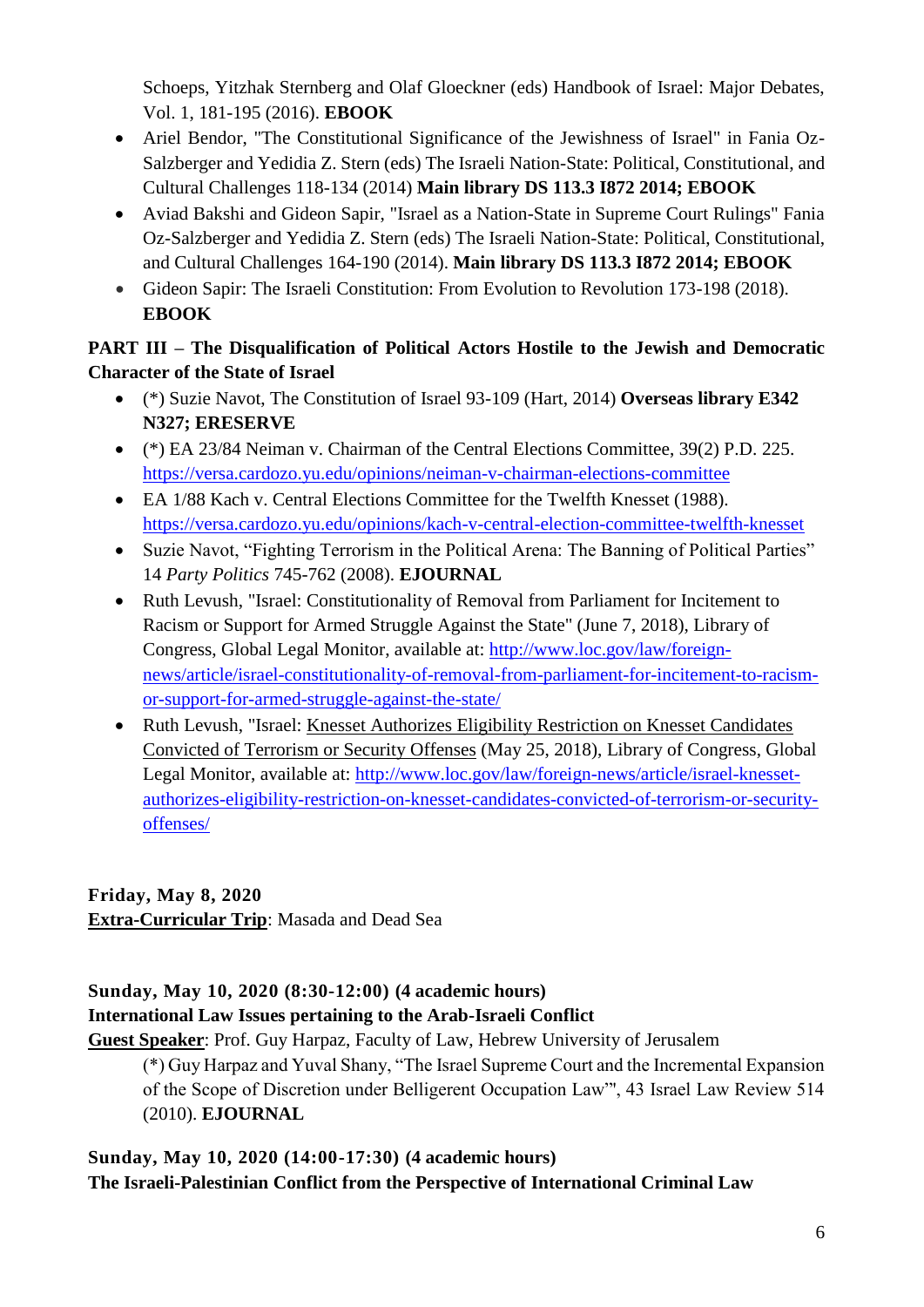Schoeps, Yitzhak Sternberg and Olaf Gloeckner (eds) Handbook of Israel: Major Debates, Vol. 1, 181-195 (2016). **EBOOK**

- Ariel Bendor, "The Constitutional Significance of the Jewishness of Israel" in Fania Oz-Salzberger and Yedidia Z. Stern (eds) The Israeli Nation-State: Political, Constitutional, and Cultural Challenges 118-134 (2014) **Main library DS 113.3 I872 2014; EBOOK**
- Aviad Bakshi and Gideon Sapir, "Israel as a Nation-State in Supreme Court Rulings" Fania Oz-Salzberger and Yedidia Z. Stern (eds) The Israeli Nation-State: Political, Constitutional, and Cultural Challenges 164-190 (2014). **Main library DS 113.3 I872 2014; EBOOK**
- Gideon Sapir: The Israeli Constitution: From Evolution to Revolution 173-198 (2018). **EBOOK**

**PART III – The Disqualification of Political Actors Hostile to the Jewish and Democratic Character of the State of Israel**

- (*) Suzie Navot, The Constitution of Israel 93-109 (Hart, 2014) **Overseas library E342 N327; ERESERVE**
- (*) EA 23/84 Neiman v. Chairman of the Central Elections Committee, 39(2) P.D. 225. https://versa.cardozo.yu.edu/opinions/neiman-v-chairman-elections-committee
- EA 1/88 Kach v. Central Elections Committee for the Twelfth Knesset (1988). https://versa.cardozo.yu.edu/opinions/kach-v-central-election-committee-twelfth-knesset
- Suzie Navot, "Fighting Terrorism in the Political Arena: The Banning of Political Parties" 14 *Party Politics* 745-762 (2008). **EJOURNAL**
- Ruth Levush, "Israel: Constitutionality of Removal from Parliament for Incitement to Racism or Support for Armed Struggle Against the State" (June 7, 2018), Library of Congress, Global Legal Monitor, available at: http://www.loc.gov/law/foreign-news/article/israel-constitutionality-of-removal-from-parliament-for-incitement-to-racism-or-support-for-armed-struggle-against-the-state/
- Ruth Levush, "Israel: Knesset Authorizes Eligibility Restriction on Knesset Candidates Convicted of Terrorism or Security Offenses (May 25, 2018), Library of Congress, Global Legal Monitor, available at: http://www.loc.gov/law/foreign-news/article/israel-knesset-authorizes-eligibility-restriction-on-knesset-candidates-convicted-of-terrorism-or-security-offenses/

**Friday, May 8, 2020**
**Extra-Curricular Trip**: Masada and Dead Sea

**Sunday, May 10, 2020 (8:30-12:00) (4 academic hours)**
**International Law Issues pertaining to the Arab-Israeli Conflict**
**Guest Speaker**: Prof. Guy Harpaz, Faculty of Law, Hebrew University of Jerusalem

(*) Guy Harpaz and Yuval Shany, "The Israel Supreme Court and the Incremental Expansion of the Scope of Discretion under Belligerent Occupation Law"', 43 Israel Law Review 514 (2010). **EJOURNAL**

**Sunday, May 10, 2020 (14:00-17:30) (4 academic hours)**
**The Israeli-Palestinian Conflict from the Perspective of International Criminal Law**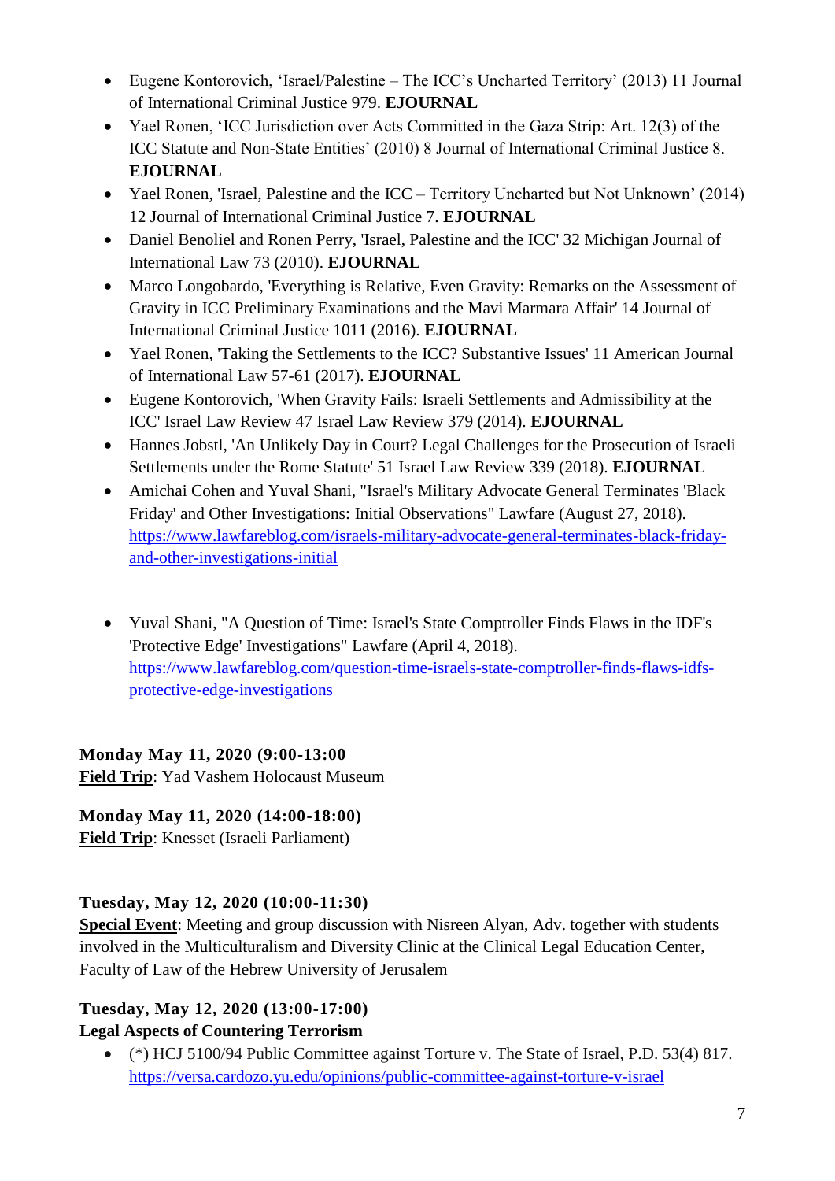- Eugene Kontorovich, 'Israel/Palestine – The ICC's Uncharted Territory' (2013) 11 Journal of International Criminal Justice 979. **EJOURNAL**
- Yael Ronen, 'ICC Jurisdiction over Acts Committed in the Gaza Strip: Art. 12(3) of the ICC Statute and Non-State Entities' (2010) 8 Journal of International Criminal Justice 8. **EJOURNAL**
- Yael Ronen, 'Israel, Palestine and the ICC – Territory Uncharted but Not Unknown' (2014) 12 Journal of International Criminal Justice 7. **EJOURNAL**
- Daniel Benoliel and Ronen Perry, 'Israel, Palestine and the ICC' 32 Michigan Journal of International Law 73 (2010). **EJOURNAL**
- Marco Longobardo, 'Everything is Relative, Even Gravity: Remarks on the Assessment of Gravity in ICC Preliminary Examinations and the Mavi Marmara Affair' 14 Journal of International Criminal Justice 1011 (2016). **EJOURNAL**
- Yael Ronen, 'Taking the Settlements to the ICC? Substantive Issues' 11 American Journal of International Law 57-61 (2017). **EJOURNAL**
- Eugene Kontorovich, 'When Gravity Fails: Israeli Settlements and Admissibility at the ICC' Israel Law Review 47 Israel Law Review 379 (2014). **EJOURNAL**
- Hannes Jobstl, 'An Unlikely Day in Court? Legal Challenges for the Prosecution of Israeli Settlements under the Rome Statute' 51 Israel Law Review 339 (2018). **EJOURNAL**
- Amichai Cohen and Yuval Shani, "Israel's Military Advocate General Terminates 'Black Friday' and Other Investigations: Initial Observations" Lawfare (August 27, 2018). https://www.lawfareblog.com/israels-military-advocate-general-terminates-black-friday-and-other-investigations-initial
- Yuval Shani, "A Question of Time: Israel's State Comptroller Finds Flaws in the IDF's 'Protective Edge' Investigations" Lawfare (April 4, 2018). https://www.lawfareblog.com/question-time-israels-state-comptroller-finds-flaws-idfs-protective-edge-investigations

**Monday May 11, 2020 (9:00-13:00**
**Field Trip**: Yad Vashem Holocaust Museum

**Monday May 11, 2020 (14:00-18:00)**
**Field Trip**: Knesset (Israeli Parliament)

**Tuesday, May 12, 2020 (10:00-11:30)**
**Special Event**: Meeting and group discussion with Nisreen Alyan, Adv. together with students involved in the Multiculturalism and Diversity Clinic at the Clinical Legal Education Center, Faculty of Law of the Hebrew University of Jerusalem

**Tuesday, May 12, 2020 (13:00-17:00)**
**Legal Aspects of Countering Terrorism**

- (*) HCJ 5100/94 Public Committee against Torture v. The State of Israel, P.D. 53(4) 817. https://versa.cardozo.yu.edu/opinions/public-committee-against-torture-v-israel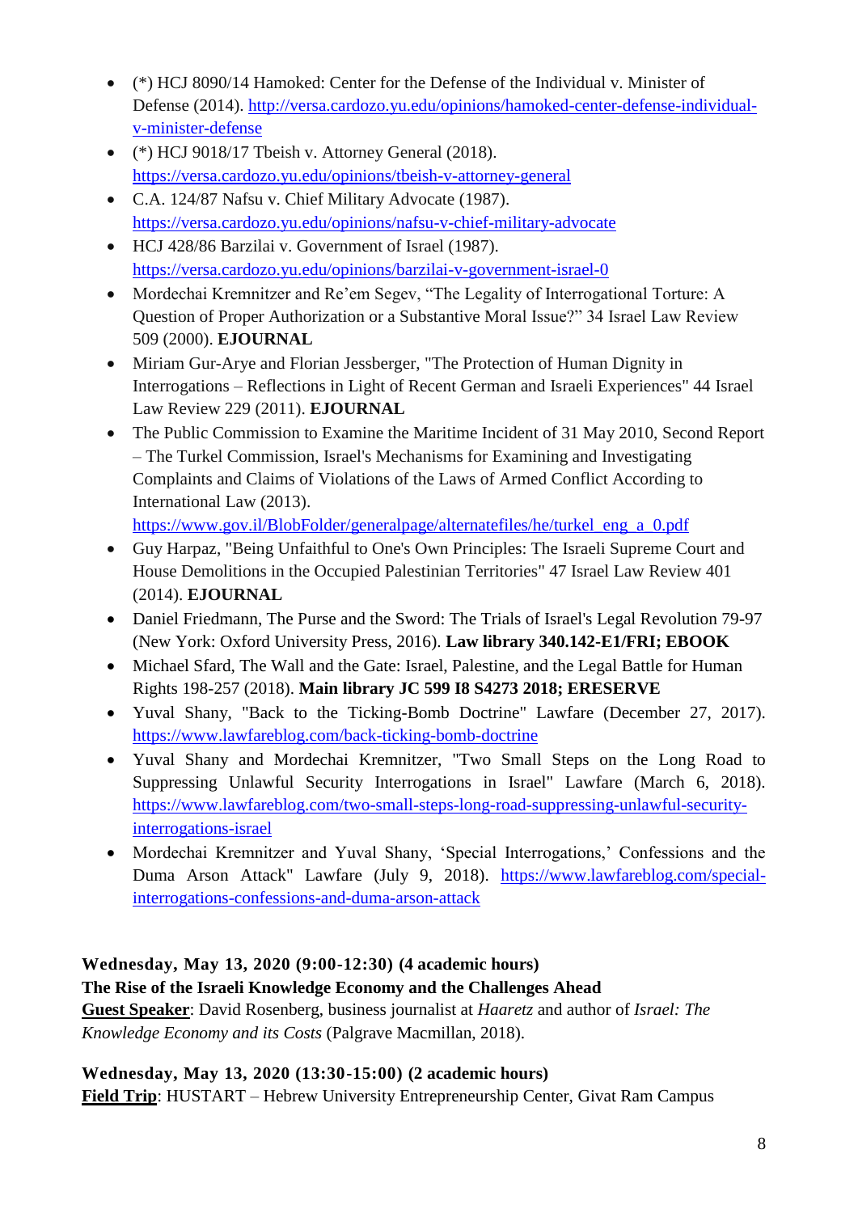- (*) HCJ 8090/14 Hamoked: Center for the Defense of the Individual v. Minister of Defense (2014). [http://versa.cardozo.yu.edu/opinions/hamoked-center-defense-individual-v-minister-defense](http://versa.cardozo.yu.edu/opinions/hamoked-center-defense-individual-v-minister-defense)
- (*) HCJ 9018/17 Tbeish v. Attorney General (2018). [https://versa.cardozo.yu.edu/opinions/tbeish-v-attorney-general](https://versa.cardozo.yu.edu/opinions/tbeish-v-attorney-general)
- C.A. 124/87 Nafsu v. Chief Military Advocate (1987). [https://versa.cardozo.yu.edu/opinions/nafsu-v-chief-military-advocate](https://versa.cardozo.yu.edu/opinions/nafsu-v-chief-military-advocate)
- HCJ 428/86 Barzilai v. Government of Israel (1987). [https://versa.cardozo.yu.edu/opinions/barzilai-v-government-israel-0](https://versa.cardozo.yu.edu/opinions/barzilai-v-government-israel-0)
- Mordechai Kremnitzer and Re'em Segev, "The Legality of Interrogational Torture: A Question of Proper Authorization or a Substantive Moral Issue?" 34 Israel Law Review 509 (2000). **EJOURNAL**
- Miriam Gur-Arye and Florian Jessberger, "The Protection of Human Dignity in Interrogations – Reflections in Light of Recent German and Israeli Experiences" 44 Israel Law Review 229 (2011). **EJOURNAL**
- The Public Commission to Examine the Maritime Incident of 31 May 2010, Second Report – The Turkel Commission, Israel's Mechanisms for Examining and Investigating Complaints and Claims of Violations of the Laws of Armed Conflict According to International Law (2013). [https://www.gov.il/BlobFolder/generalpage/alternatefiles/he/turkel_eng_a_0.pdf](https://www.gov.il/BlobFolder/generalpage/alternatefiles/he/turkel_eng_a_0.pdf)
- Guy Harpaz, "Being Unfaithful to One's Own Principles: The Israeli Supreme Court and House Demolitions in the Occupied Palestinian Territories" 47 Israel Law Review 401 (2014). **EJOURNAL**
- Daniel Friedmann, The Purse and the Sword: The Trials of Israel's Legal Revolution 79-97 (New York: Oxford University Press, 2016). **Law library 340.142-E1/FRI; EBOOK**
- Michael Sfard, The Wall and the Gate: Israel, Palestine, and the Legal Battle for Human Rights 198-257 (2018). **Main library JC 599 I8 S4273 2018; ERESERVE**
- Yuval Shany, "Back to the Ticking-Bomb Doctrine" Lawfare (December 27, 2017). [https://www.lawfareblog.com/back-ticking-bomb-doctrine](https://www.lawfareblog.com/back-ticking-bomb-doctrine)
- Yuval Shany and Mordechai Kremnitzer, "Two Small Steps on the Long Road to Suppressing Unlawful Security Interrogations in Israel" Lawfare (March 6, 2018). [https://www.lawfareblog.com/two-small-steps-long-road-suppressing-unlawful-security-interrogations-israel](https://www.lawfareblog.com/two-small-steps-long-road-suppressing-unlawful-security-interrogations-israel)
- Mordechai Kremnitzer and Yuval Shany, 'Special Interrogations,' Confessions and the Duma Arson Attack" Lawfare (July 9, 2018). [https://www.lawfareblog.com/special-interrogations-confessions-and-duma-arson-attack](https://www.lawfareblog.com/special-interrogations-confessions-and-duma-arson-attack)

**Wednesday, May 13, 2020 (9:00-12:30) (4 academic hours)**
**The Rise of the Israeli Knowledge Economy and the Challenges Ahead**
**Guest Speaker**: David Rosenberg, business journalist at *Haaretz* and author of *Israel: The Knowledge Economy and its Costs* (Palgrave Macmillan, 2018).

**Wednesday, May 13, 2020 (13:30-15:00) (2 academic hours)**
**Field Trip**: HUSTART – Hebrew University Entrepreneurship Center, Givat Ram Campus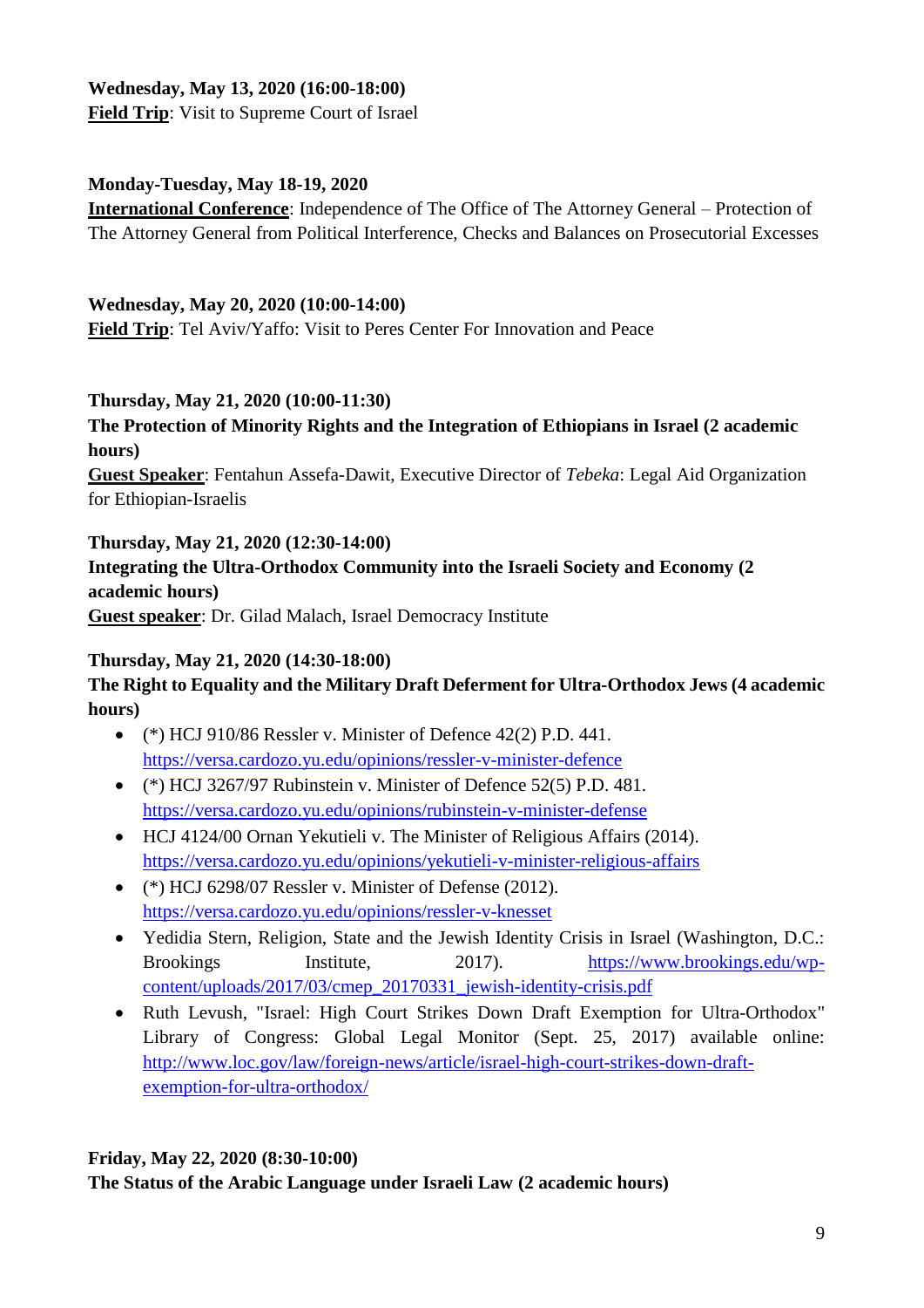**Wednesday, May 13, 2020 (16:00-18:00)**
**Field Trip**: Visit to Supreme Court of Israel

**Monday-Tuesday, May 18-19, 2020**
**International Conference**: Independence of The Office of The Attorney General – Protection of The Attorney General from Political Interference, Checks and Balances on Prosecutorial Excesses

**Wednesday, May 20, 2020 (10:00-14:00)**
**Field Trip**: Tel Aviv/Yaffo: Visit to Peres Center For Innovation and Peace

**Thursday, May 21, 2020 (10:00-11:30)**
**The Protection of Minority Rights and the Integration of Ethiopians in Israel (2 academic hours)**
**Guest Speaker**: Fentahun Assefa-Dawit, Executive Director of *Tebeka*: Legal Aid Organization for Ethiopian-Israelis

**Thursday, May 21, 2020 (12:30-14:00)**
**Integrating the Ultra-Orthodox Community into the Israeli Society and Economy (2 academic hours)**
**Guest speaker**: Dr. Gilad Malach, Israel Democracy Institute

**Thursday, May 21, 2020 (14:30-18:00)**
**The Right to Equality and the Military Draft Deferment for Ultra-Orthodox Jews (4 academic hours)**

- (*) HCJ 910/86 Ressler v. Minister of Defence 42(2) P.D. 441. https://versa.cardozo.yu.edu/opinions/ressler-v-minister-defence
- (*) HCJ 3267/97 Rubinstein v. Minister of Defence 52(5) P.D. 481. https://versa.cardozo.yu.edu/opinions/rubinstein-v-minister-defense
- HCJ 4124/00 Ornan Yekutieli v. The Minister of Religious Affairs (2014). https://versa.cardozo.yu.edu/opinions/yekutieli-v-minister-religious-affairs
- (*) HCJ 6298/07 Ressler v. Minister of Defense (2012). https://versa.cardozo.yu.edu/opinions/ressler-v-knesset
- Yedidia Stern, Religion, State and the Jewish Identity Crisis in Israel (Washington, D.C.: Brookings Institute, 2017). https://www.brookings.edu/wp-content/uploads/2017/03/cmep_20170331_jewish-identity-crisis.pdf
- Ruth Levush, "Israel: High Court Strikes Down Draft Exemption for Ultra-Orthodox" Library of Congress: Global Legal Monitor (Sept. 25, 2017) available online: http://www.loc.gov/law/foreign-news/article/israel-high-court-strikes-down-draft-exemption-for-ultra-orthodox/

**Friday, May 22, 2020 (8:30-10:00)**
**The Status of the Arabic Language under Israeli Law (2 academic hours)**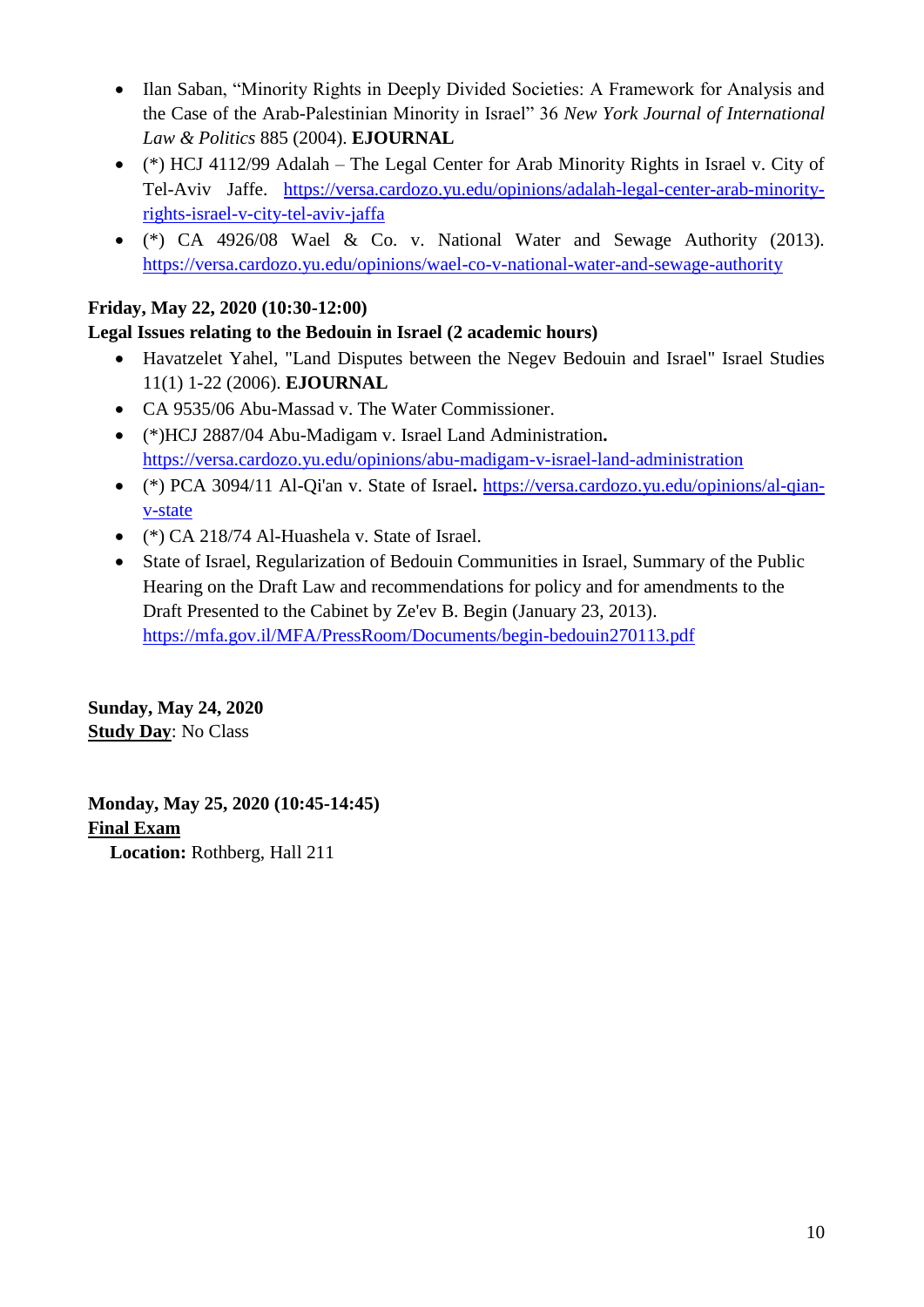- Ilan Saban, "Minority Rights in Deeply Divided Societies: A Framework for Analysis and the Case of the Arab-Palestinian Minority in Israel" 36 *New York Journal of International Law & Politics* 885 (2004). **EJOURNAL**
- (*) HCJ 4112/99 Adalah – The Legal Center for Arab Minority Rights in Israel v. City of Tel-Aviv Jaffe. https://versa.cardozo.yu.edu/opinions/adalah-legal-center-arab-minority-rights-israel-v-city-tel-aviv-jaffa
- (*) CA 4926/08 Wael & Co. v. National Water and Sewage Authority (2013). https://versa.cardozo.yu.edu/opinions/wael-co-v-national-water-and-sewage-authority

**Friday, May 22, 2020 (10:30-12:00)**
**Legal Issues relating to the Bedouin in Israel (2 academic hours)**

- Havatzelet Yahel, "Land Disputes between the Negev Bedouin and Israel" Israel Studies 11(1) 1-22 (2006). **EJOURNAL**
- CA 9535/06 Abu-Massad v. The Water Commissioner.
- (*)HCJ 2887/04 Abu-Madigam v. Israel Land Administration**.** https://versa.cardozo.yu.edu/opinions/abu-madigam-v-israel-land-administration
- (*) PCA 3094/11 Al-Qi'an v. State of Israel**.** https://versa.cardozo.yu.edu/opinions/al-qian-v-state
- (*) CA 218/74 Al-Huashela v. State of Israel.
- State of Israel, Regularization of Bedouin Communities in Israel, Summary of the Public Hearing on the Draft Law and recommendations for policy and for amendments to the Draft Presented to the Cabinet by Ze'ev B. Begin (January 23, 2013). https://mfa.gov.il/MFA/PressRoom/Documents/begin-bedouin270113.pdf

**Sunday, May 24, 2020**
**Study Day**: No Class

**Monday, May 25, 2020 (10:45-14:45)**
**Final Exam**
**Location:** Rothberg, Hall 211